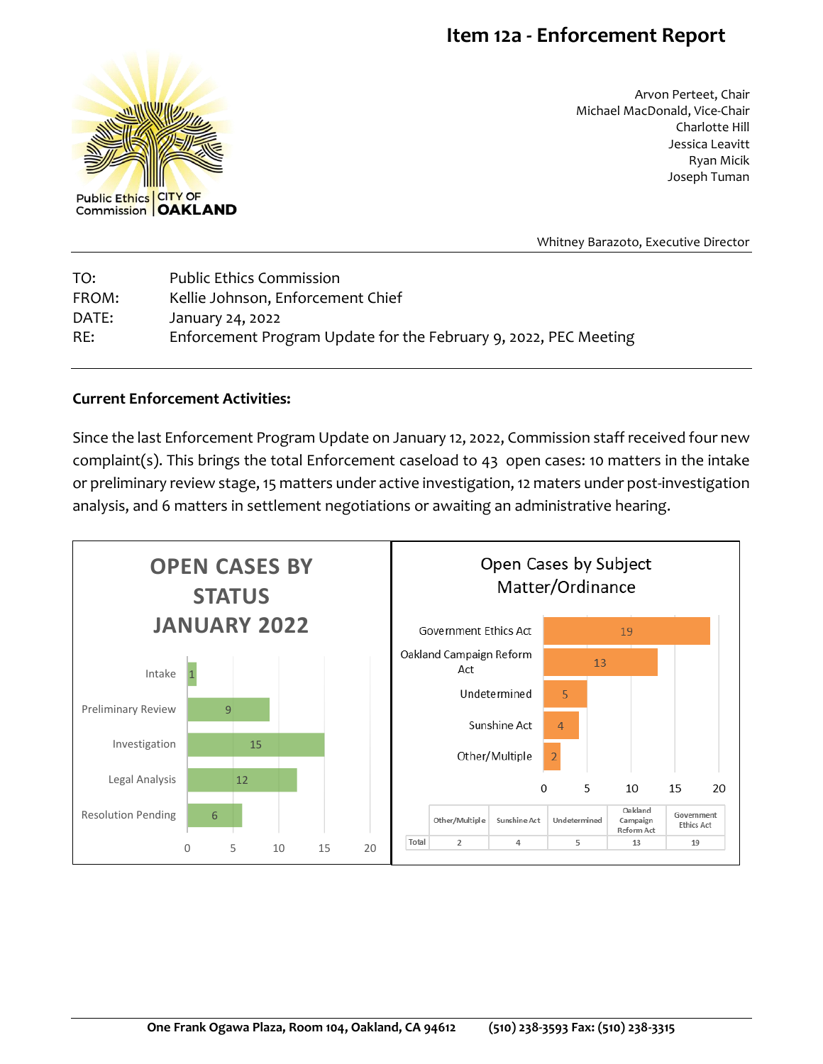# Item 12a - Enforcement Report

Public Ethics Commission | CITY OF OAKLAND

Arvon Perteet, Chair
Michael MacDonald, Vice-Chair
Charlotte Hill
Jessica Leavitt
Ryan Micik
Joseph Tuman

Whitney Barazoto, Executive Director

| | |
|---|---|
| TO: | Public Ethics Commission |
| FROM: | Kellie Johnson, Enforcement Chief |
| DATE: | January 24, 2022 |
| RE: | Enforcement Program Update for the February 9, 2022, PEC Meeting |

**Current Enforcement Activities:**

Since the last Enforcement Program Update on January 12, 2022, Commission staff received four new complaint(s). This brings the total Enforcement caseload to 43 open cases: 10 matters in the intake or preliminary review stage, 15 matters under active investigation, 12 maters under post-investigation analysis, and 6 matters in settlement negotiations or awaiting an administrative hearing.

**OPEN CASES BY STATUS JANUARY 2022**

| Status | Cases |
|---|---|
| Intake | 1 |
| Preliminary Review | 9 |
| Investigation | 15 |
| Legal Analysis | 12 |
| Resolution Pending | 6 |

**Open Cases by Subject Matter/Ordinance**

| | Other/Multiple | Sunshine Act | Undetermined | Oakland Campaign Reform Act | Government Ethics Act |
|---|---|---|---|---|---|
| Total | 2 | 4 | 5 | 13 | 19 |

One Frank Ogawa Plaza, Room 104, Oakland, CA 94612 (510) 238-3593 Fax: (510) 238-3315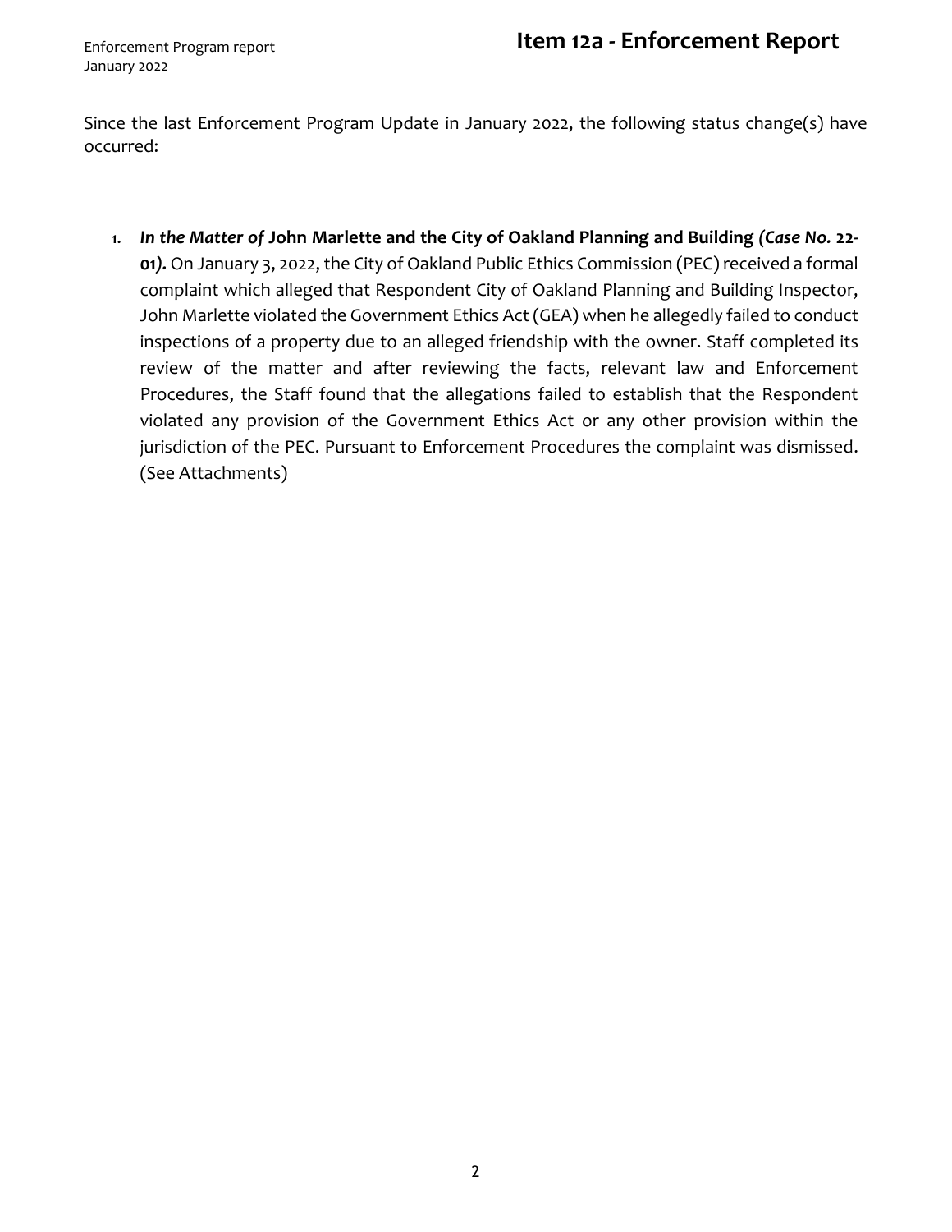# Item 12a - Enforcement Report

Since the last Enforcement Program Update in January 2022, the following status change(s) have occurred:

1. ***In the Matter of* John Marlette and the City of Oakland Planning and Building *(Case No.* 22-01*).*** On January 3, 2022, the City of Oakland Public Ethics Commission (PEC) received a formal complaint which alleged that Respondent City of Oakland Planning and Building Inspector, John Marlette violated the Government Ethics Act (GEA) when he allegedly failed to conduct inspections of a property due to an alleged friendship with the owner. Staff completed its review of the matter and after reviewing the facts, relevant law and Enforcement Procedures, the Staff found that the allegations failed to establish that the Respondent violated any provision of the Government Ethics Act or any other provision within the jurisdiction of the PEC. Pursuant to Enforcement Procedures the complaint was dismissed. (See Attachments)